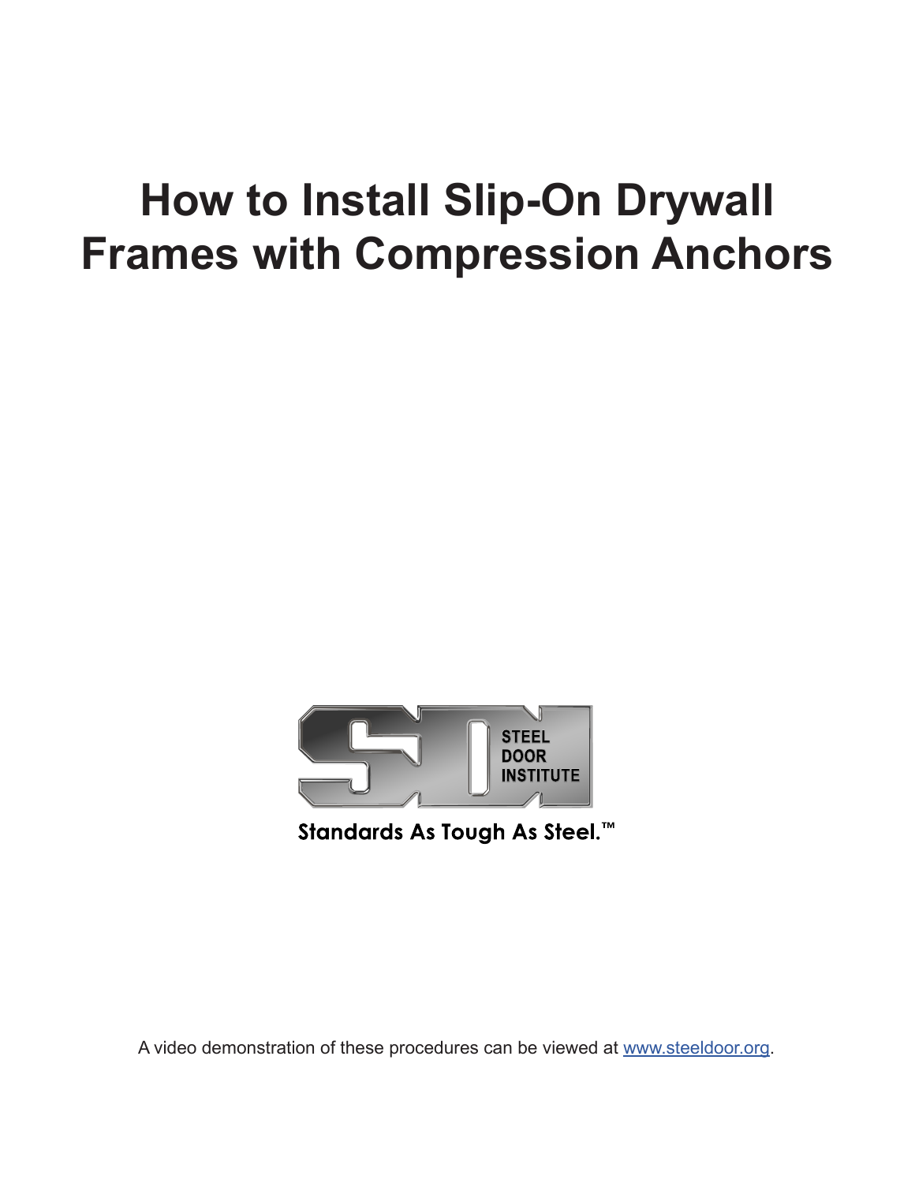# How to Install Slip-On Drywall Frames with Compression Anchors

STEEL DOOR INSTITUTE

Standards As Tough As Steel.™

A video demonstration of these procedures can be viewed at www.steeldoor.org.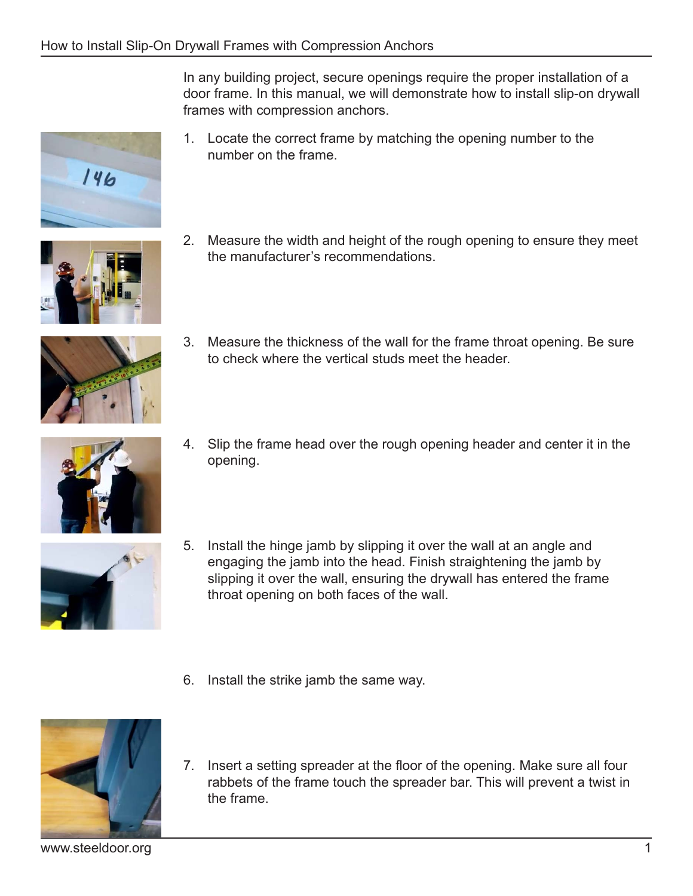In any building project, secure openings require the proper installation of a door frame. In this manual, we will demonstrate how to install slip-on drywall frames with compression anchors.

1. Locate the correct frame by matching the opening number to the number on the frame.

2. Measure the width and height of the rough opening to ensure they meet the manufacturer's recommendations.

3. Measure the thickness of the wall for the frame throat opening. Be sure to check where the vertical studs meet the header.

4. Slip the frame head over the rough opening header and center it in the opening.

5. Install the hinge jamb by slipping it over the wall at an angle and engaging the jamb into the head. Finish straightening the jamb by slipping it over the wall, ensuring the drywall has entered the frame throat opening on both faces of the wall.

6. Install the strike jamb the same way.

7. Insert a setting spreader at the floor of the opening. Make sure all four rabbets of the frame touch the spreader bar. This will prevent a twist in the frame.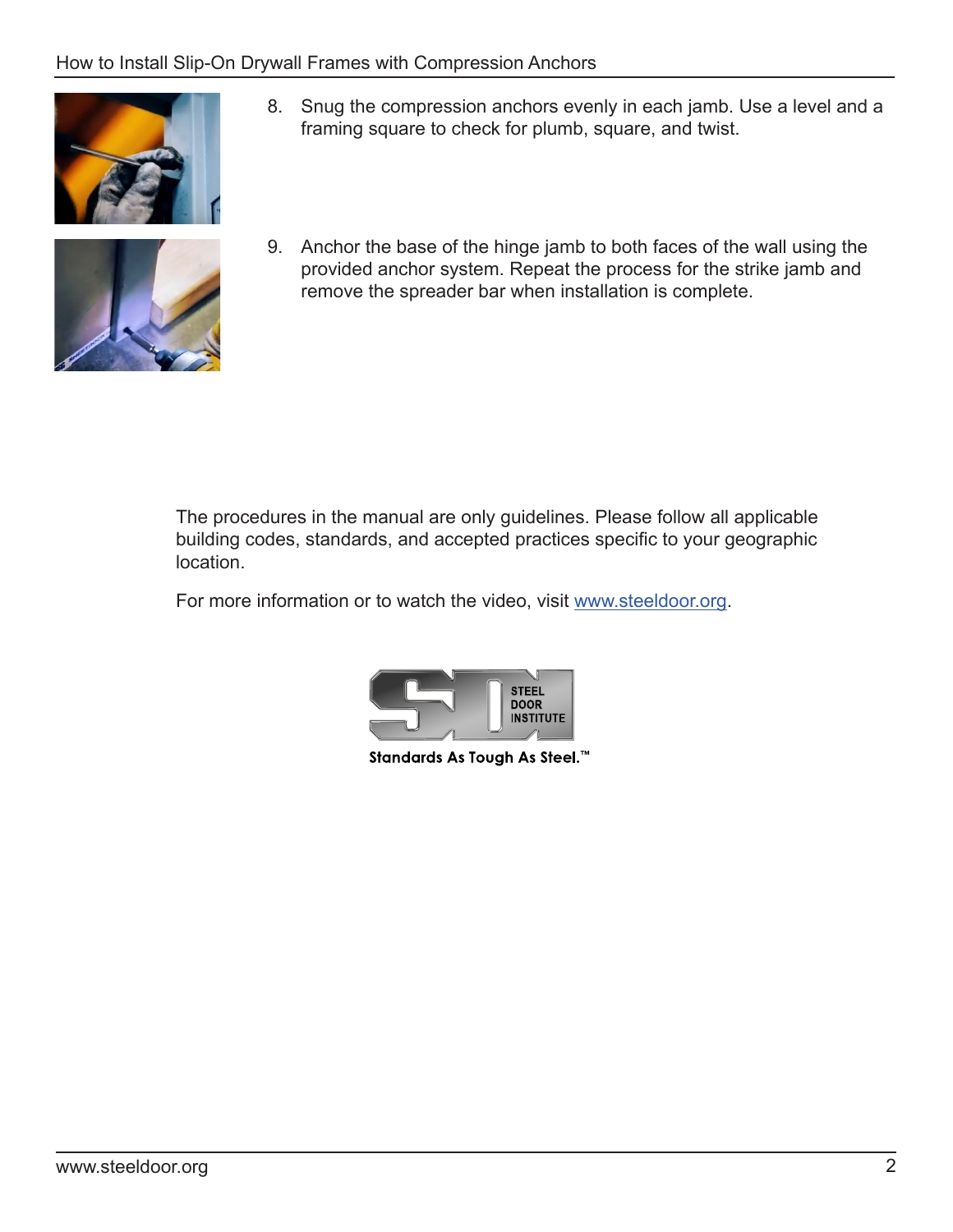8. Snug the compression anchors evenly in each jamb. Use a level and a framing square to check for plumb, square, and twist.

9. Anchor the base of the hinge jamb to both faces of the wall using the provided anchor system. Repeat the process for the strike jamb and remove the spreader bar when installation is complete.

The procedures in the manual are only guidelines. Please follow all applicable building codes, standards, and accepted practices specific to your geographic location.

For more information or to watch the video, visit [www.steeldoor.org](http://www.steeldoor.org).

STEEL DOOR INSTITUTE

Standards As Tough As Steel.™